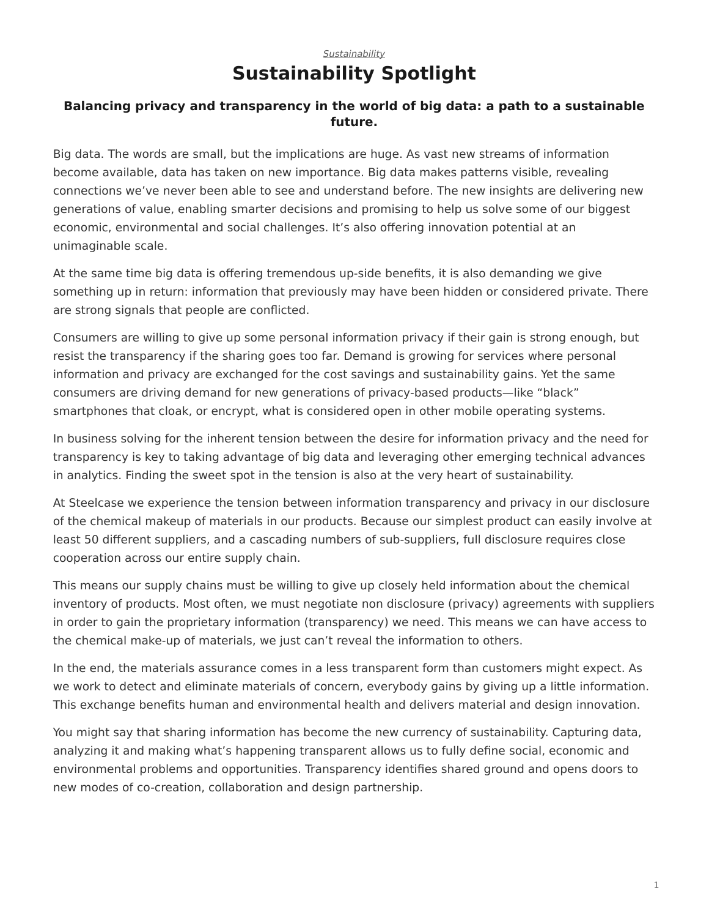*Sustainability*

# Sustainability Spotlight

### Balancing privacy and transparency in the world of big data: a path to a sustainable future.

Big data. The words are small, but the implications are huge. As vast new streams of information become available, data has taken on new importance. Big data makes patterns visible, revealing connections we've never been able to see and understand before. The new insights are delivering new generations of value, enabling smarter decisions and promising to help us solve some of our biggest economic, environmental and social challenges. It's also offering innovation potential at an unimaginable scale.

At the same time big data is offering tremendous up-side benefits, it is also demanding we give something up in return: information that previously may have been hidden or considered private. There are strong signals that people are conflicted.

Consumers are willing to give up some personal information privacy if their gain is strong enough, but resist the transparency if the sharing goes too far. Demand is growing for services where personal information and privacy are exchanged for the cost savings and sustainability gains. Yet the same consumers are driving demand for new generations of privacy-based products—like "black" smartphones that cloak, or encrypt, what is considered open in other mobile operating systems.

In business solving for the inherent tension between the desire for information privacy and the need for transparency is key to taking advantage of big data and leveraging other emerging technical advances in analytics. Finding the sweet spot in the tension is also at the very heart of sustainability.

At Steelcase we experience the tension between information transparency and privacy in our disclosure of the chemical makeup of materials in our products. Because our simplest product can easily involve at least 50 different suppliers, and a cascading numbers of sub-suppliers, full disclosure requires close cooperation across our entire supply chain.

This means our supply chains must be willing to give up closely held information about the chemical inventory of products. Most often, we must negotiate non disclosure (privacy) agreements with suppliers in order to gain the proprietary information (transparency) we need. This means we can have access to the chemical make-up of materials, we just can't reveal the information to others.

In the end, the materials assurance comes in a less transparent form than customers might expect. As we work to detect and eliminate materials of concern, everybody gains by giving up a little information. This exchange benefits human and environmental health and delivers material and design innovation.

You might say that sharing information has become the new currency of sustainability. Capturing data, analyzing it and making what's happening transparent allows us to fully define social, economic and environmental problems and opportunities. Transparency identifies shared ground and opens doors to new modes of co-creation, collaboration and design partnership.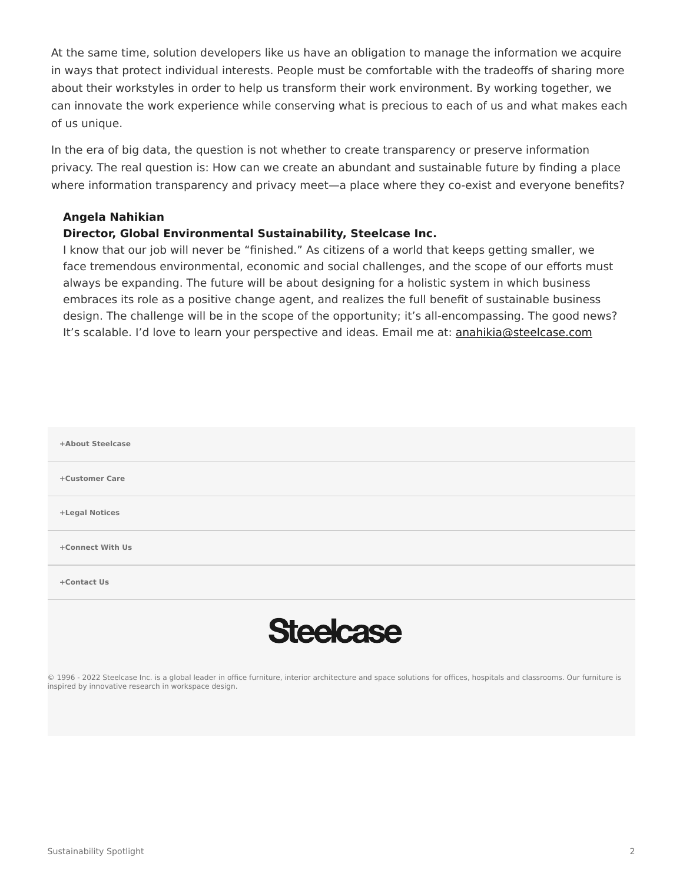At the same time, solution developers like us have an obligation to manage the information we acquire in ways that protect individual interests. People must be comfortable with the tradeoffs of sharing more about their workstyles in order to help us transform their work environment. By working together, we can innovate the work experience while conserving what is precious to each of us and what makes each of us unique.

In the era of big data, the question is not whether to create transparency or preserve information privacy. The real question is: How can we create an abundant and sustainable future by finding a place where information transparency and privacy meet—a place where they co-exist and everyone benefits?

**Angela Nahikian**
**Director, Global Environmental Sustainability, Steelcase Inc.**
I know that our job will never be “finished.” As citizens of a world that keeps getting smaller, we face tremendous environmental, economic and social challenges, and the scope of our efforts must always be expanding. The future will be about designing for a holistic system in which business embraces its role as a positive change agent, and realizes the full benefit of sustainable business design. The challenge will be in the scope of the opportunity; it’s all-encompassing. The good news? It’s scalable. I’d love to learn your perspective and ideas. Email me at: anahikia@steelcase.com

**+About Steelcase**

**+Customer Care**

**+Legal Notices**

**+Connect With Us**

**+Contact Us**

Steelcase

© 1996 - 2022 Steelcase Inc. is a global leader in office furniture, interior architecture and space solutions for offices, hospitals and classrooms. Our furniture is inspired by innovative research in workspace design.